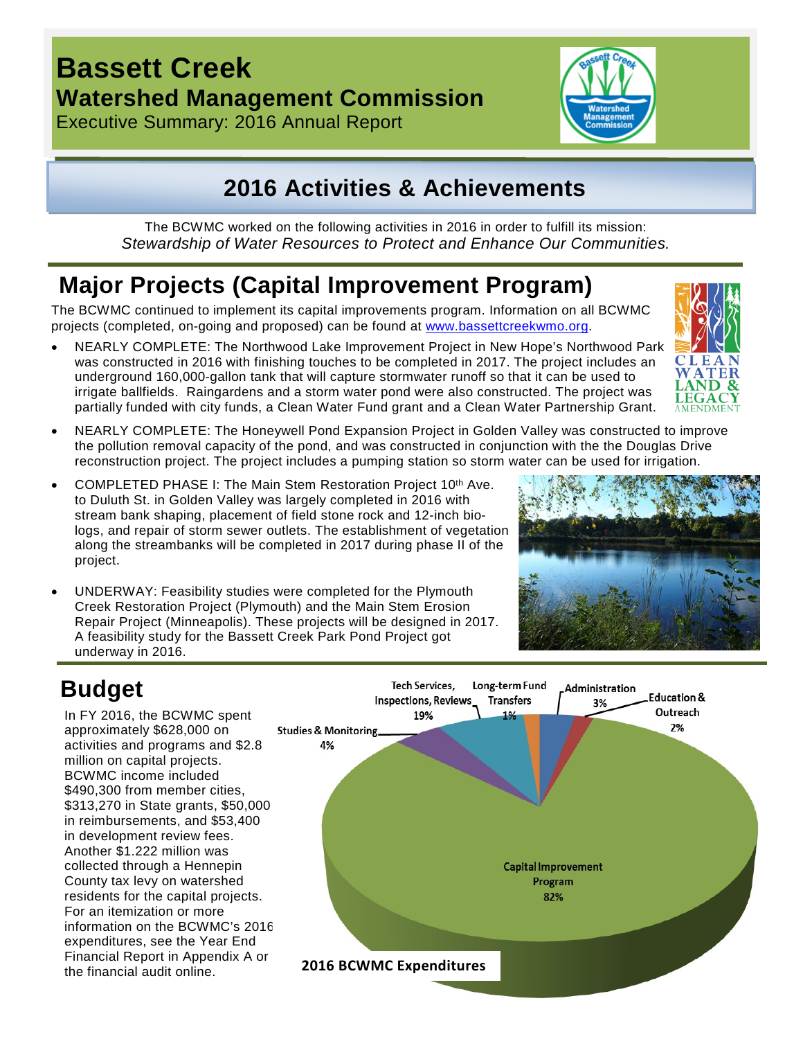# Bassett Creek

## Watershed Management Commission

Executive Summary: 2016 Annual Report

## 2016 Activities & Achievements

The BCWMC worked on the following activities in 2016 in order to fulfill its mission:
*Stewardship of Water Resources to Protect and Enhance Our Communities.*

## Major Projects (Capital Improvement Program)

The BCWMC continued to implement its capital improvements program. Information on all BCWMC projects (completed, on-going and proposed) can be found at www.bassettcreekwmo.org.

- NEARLY COMPLETE: The Northwood Lake Improvement Project in New Hope's Northwood Park was constructed in 2016 with finishing touches to be completed in 2017. The project includes an underground 160,000-gallon tank that will capture stormwater runoff so that it can be used to irrigate ballfields. Raingardens and a storm water pond were also constructed. The project was partially funded with city funds, a Clean Water Fund grant and a Clean Water Partnership Grant.
- NEARLY COMPLETE: The Honeywell Pond Expansion Project in Golden Valley was constructed to improve the pollution removal capacity of the pond, and was constructed in conjunction with the the Douglas Drive reconstruction project. The project includes a pumping station so storm water can be used for irrigation.
- COMPLETED PHASE I: The Main Stem Restoration Project 10th Ave. to Duluth St. in Golden Valley was largely completed in 2016 with stream bank shaping, placement of field stone rock and 12-inch bio-logs, and repair of storm sewer outlets. The establishment of vegetation along the streambanks will be completed in 2017 during phase II of the project.
- UNDERWAY: Feasibility studies were completed for the Plymouth Creek Restoration Project (Plymouth) and the Main Stem Erosion Repair Project (Minneapolis). These projects will be designed in 2017. A feasibility study for the Bassett Creek Park Pond Project got underway in 2016.

## Budget

In FY 2016, the BCWMC spent approximately $628,000 on activities and programs and $2.8 million on capital projects. BCWMC income included $490,300 from member cities, $313,270 in State grants, $50,000 in reimbursements, and $53,400 in development review fees. Another $1.222 million was collected through a Hennepin County tax levy on watershed residents for the capital projects. For an itemization or more information on the BCWMC's 2016 expenditures, see the Year End Financial Report in Appendix A or the financial audit online.

**2016 BCWMC Expenditures**

| Category | Percent |
|---|---|
| Capital Improvement Program | 82% |
| Tech Services, Inspections, Reviews | 19% |
| Studies & Monitoring | 4% |
| Administration | 3% |
| Education & Outreach | 2% |
| Long-term Fund Transfers | 1% |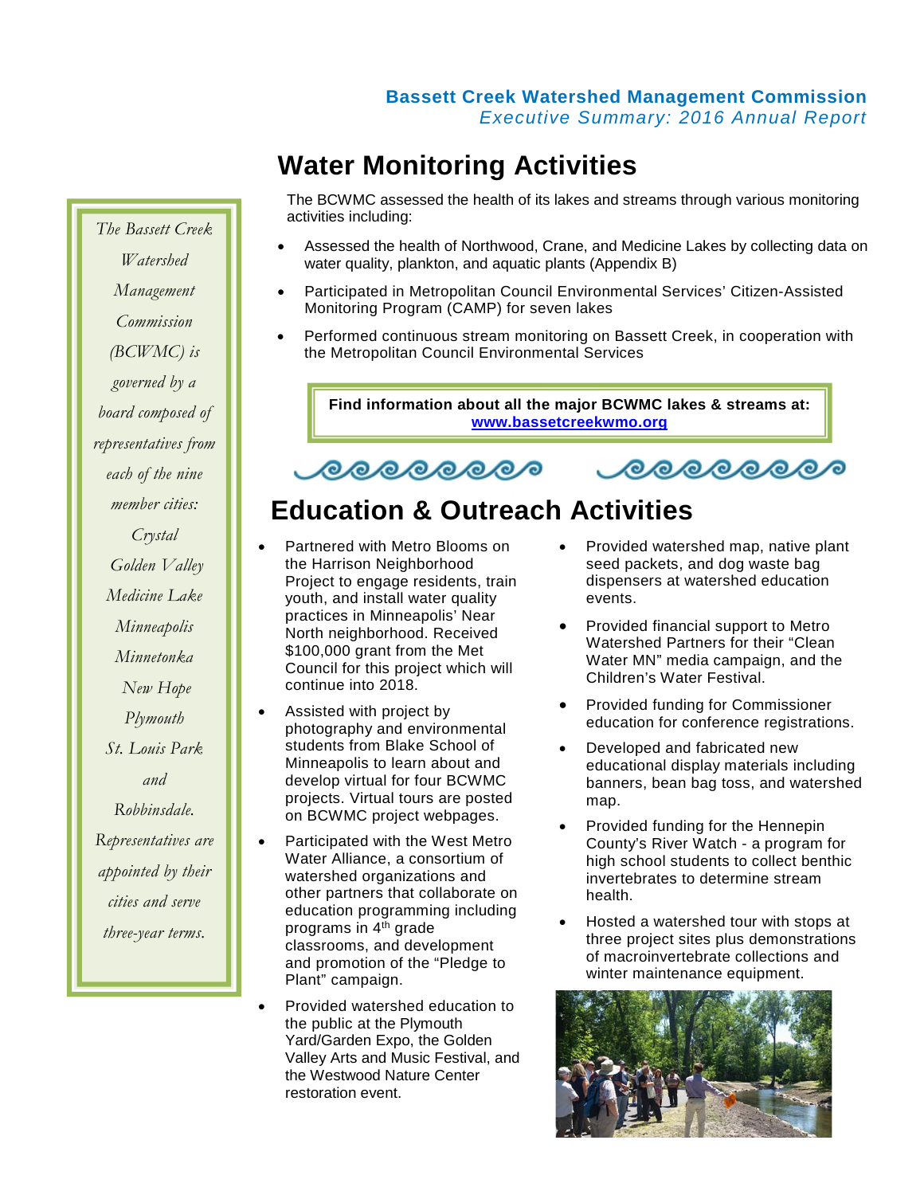**Bassett Creek Watershed Management Commission**
*Executive Summary: 2016 Annual Report*

*The Bassett Creek Watershed Management Commission (BCWMC) is governed by a board composed of representatives from each of the nine member cities: Crystal, Golden Valley, Medicine Lake, Minneapolis, Minnetonka, New Hope, Plymouth, St. Louis Park and Robbinsdale. Representatives are appointed by their cities and serve three-year terms.*

# Water Monitoring Activities

The BCWMC assessed the health of its lakes and streams through various monitoring activities including:

- Assessed the health of Northwood, Crane, and Medicine Lakes by collecting data on water quality, plankton, and aquatic plants (Appendix B)
- Participated in Metropolitan Council Environmental Services' Citizen-Assisted Monitoring Program (CAMP) for seven lakes
- Performed continuous stream monitoring on Bassett Creek, in cooperation with the Metropolitan Council Environmental Services

**Find information about all the major BCWMC lakes & streams at: [www.bassetcreekwmo.org](http://www.bassetcreekwmo.org)**

# Education & Outreach Activities

- Partnered with Metro Blooms on the Harrison Neighborhood Project to engage residents, train youth, and install water quality practices in Minneapolis' Near North neighborhood. Received $100,000 grant from the Met Council for this project which will continue into 2018.
- Assisted with project by photography and environmental students from Blake School of Minneapolis to learn about and develop virtual for four BCWMC projects. Virtual tours are posted on BCWMC project webpages.
- Participated with the West Metro Water Alliance, a consortium of watershed organizations and other partners that collaborate on education programming including programs in 4th grade classrooms, and development and promotion of the "Pledge to Plant" campaign.
- Provided watershed education to the public at the Plymouth Yard/Garden Expo, the Golden Valley Arts and Music Festival, and the Westwood Nature Center restoration event.
- Provided watershed map, native plant seed packets, and dog waste bag dispensers at watershed education events.
- Provided financial support to Metro Watershed Partners for their "Clean Water MN" media campaign, and the Children's Water Festival.
- Provided funding for Commissioner education for conference registrations.
- Developed and fabricated new educational display materials including banners, bean bag toss, and watershed map.
- Provided funding for the Hennepin County's River Watch - a program for high school students to collect benthic invertebrates to determine stream health.
- Hosted a watershed tour with stops at three project sites plus demonstrations of macroinvertebrate collections and winter maintenance equipment.